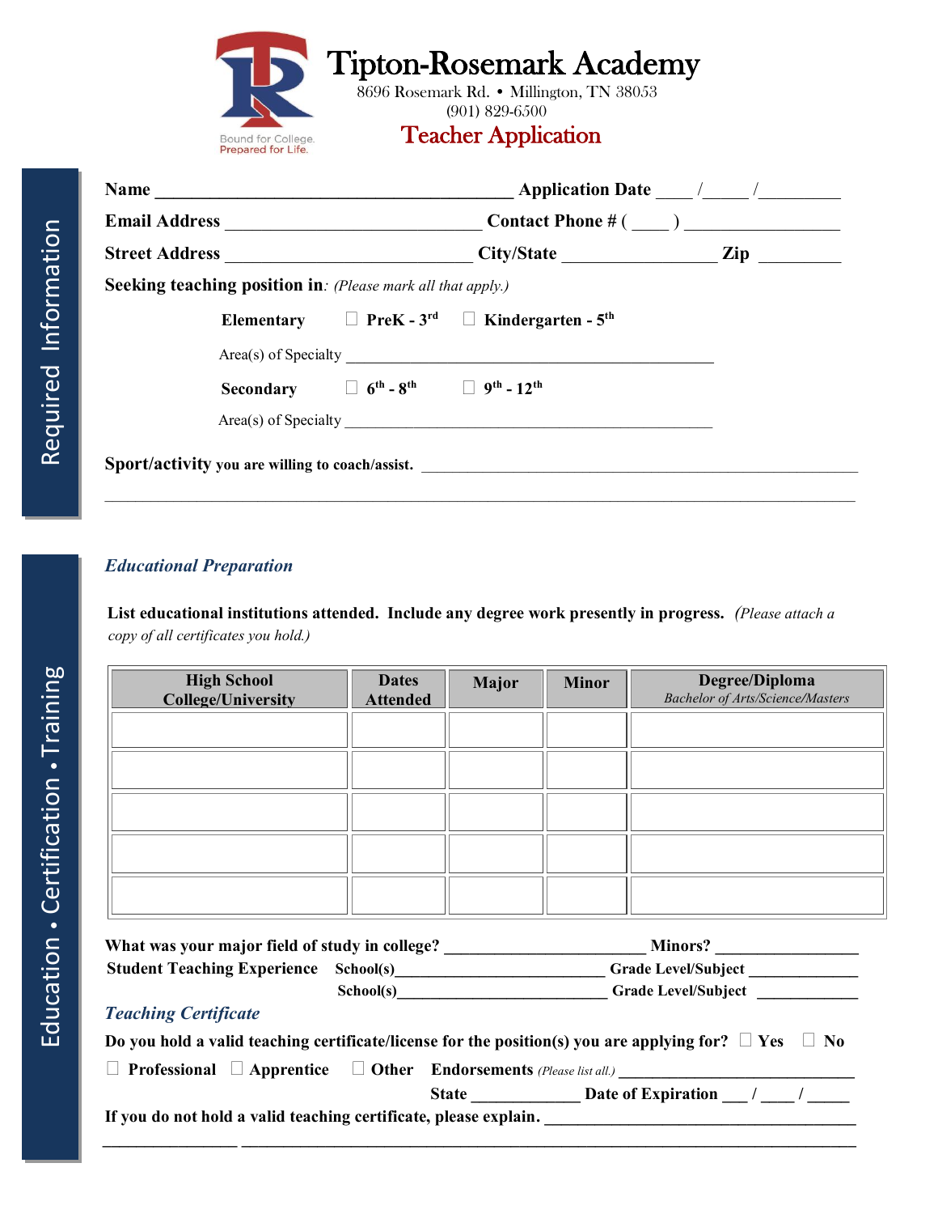# Tipton-Rosemark Academy

8696 Rosemark Rd. • Millington, TN 38053

(901) 829-6500

Bound for College. Prepared for Life.

## Teacher Application

**Required Information**

**Name** ________________________________________ **Application Date** ____ /_____ /_________

**Email Address** ____________________________ **Contact Phone #** ( ____ ) ________________

**Street Address** ___________________________ **City/State** ________________ **Zip** _________

**Seeking teaching position in**: *(Please mark all that apply.)*

**Elementary** ☐ **PreK - 3rd** ☐ **Kindergarten - 5th**

Area(s) of Specialty ________________________________________________

**Secondary** ☐ **6th - 8th** ☐ **9th - 12th**

Area(s) of Specialty ________________________________________________

**Sport/activity** **you are willing to coach/assist.** ________________________________________________

_____________________________________________________________________________________

**Education • Certification • Training**

### *Educational Preparation*

**List educational institutions attended. Include any degree work presently in progress.** *(Please attach a copy of all certificates you hold.)*

| High School College/University | Dates Attended | Major | Minor | Degree/Diploma *Bachelor of Arts/Science/Masters* |
|---|---|---|---|---|
| | | | | |
| | | | | |
| | | | | |
| | | | | |
| | | | | |

**What was your major field of study in college?** _______________________ **Minors?** ________________

**Student Teaching Experience** **School(s)**________________________ **Grade Level/Subject** _____________

**School(s)**________________________ **Grade Level/Subject** _____________

### *Teaching Certificate*

**Do you hold a valid teaching certificate/license for the position(s) you are applying for?** ☐ **Yes** ☐ **No**

☐ **Professional** ☐ **Apprentice** ☐ **Other** **Endorsements** *(Please list all.)* ___________________________

**State** ____________ **Date of Expiration** ___ / ____ / _____

**If you do not hold a valid teaching certificate, please explain.** ___________________________________

_____________________________________________________________________________________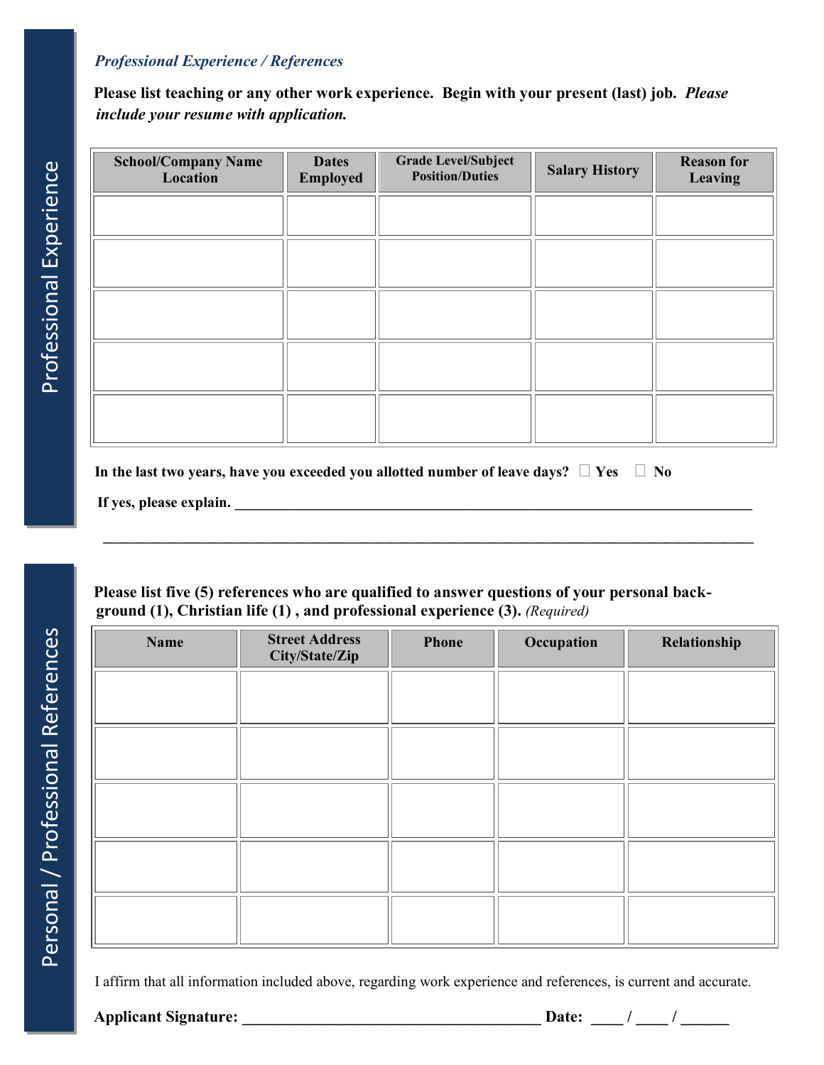Professional Experience

***Professional Experience / References***

**Please list teaching or any other work experience. Begin with your present (last) job.** ***Please include your resume with application.***

| School/Company Name Location | Dates Employed | Grade Level/Subject Position/Duties | Salary History | Reason for Leaving |
|---|---|---|---|---|
| | | | | |
| | | | | |
| | | | | |
| | | | | |
| | | | | |

**In the last two years, have you exceeded you allotted number of leave days?** ☐ **Yes** ☐ **No**

**If yes, please explain.** ______________________________________________________________________

______________________________________________________________________________________

Personal / Professional References

**Please list five (5) references who are qualified to answer questions of your personal back-ground (1), Christian life (1) , and professional experience (3).** *(Required)*

| Name | Street Address City/State/Zip | Phone | Occupation | Relationship |
|---|---|---|---|---|
| | | | | |
| | | | | |
| | | | | |
| | | | | |
| | | | | |

I affirm that all information included above, regarding work experience and references, is current and accurate.

**Applicant Signature:** ______________________________________ **Date:** ____ / ____ / ______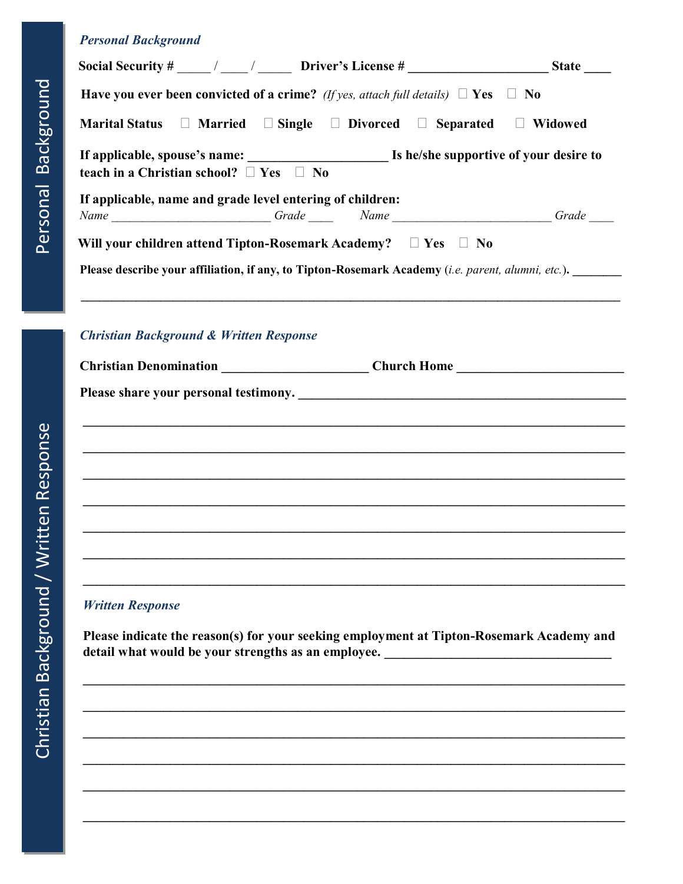## *Personal Background*

**Social Security #** _____ / ____ / _____ **Driver's License #** _____________________ **State** ____

**Have you ever been convicted of a crime?** *(If yes, attach full details)* ☐ **Yes** ☐ **No**

**Marital Status** ☐ **Married** ☐ **Single** ☐ **Divorced** ☐ **Separated** ☐ **Widowed**

**If applicable, spouse's name:** _____________________ **Is he/she supportive of your desire to teach in a Christian school?** ☐ **Yes** ☐ **No**

**If applicable, name and grade level entering of children:**

*Name* _________________________ *Grade* ____ *Name* _________________________ *Grade* ____

**Will your children attend Tipton-Rosemark Academy?** ☐ **Yes** ☐ **No**

**Please describe your affiliation, if any, to Tipton-Rosemark Academy** (*i.e. parent, alumni, etc.*). ________

_______________________________________________________________________________

## *Christian Background & Written Response*

**Christian Denomination** _____________________ **Church Home** _________________________

**Please share your personal testimony.** _______________________________________________

_______________________________________________________________________________

_______________________________________________________________________________

_______________________________________________________________________________

_______________________________________________________________________________

_______________________________________________________________________________

_______________________________________________________________________________

_______________________________________________________________________________

### *Written Response*

**Please indicate the reason(s) for your seeking employment at Tipton-Rosemark Academy and detail what would be your strengths as an employee.** _________________________________

_______________________________________________________________________________

_______________________________________________________________________________

_______________________________________________________________________________

_______________________________________________________________________________

_______________________________________________________________________________

_______________________________________________________________________________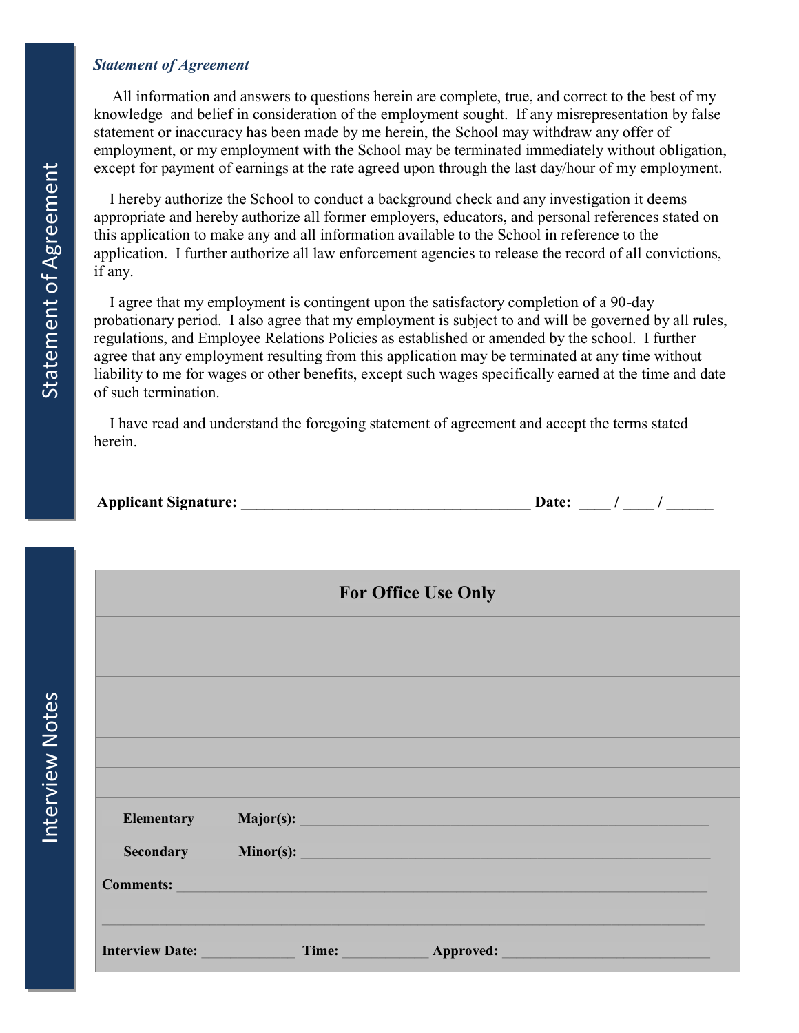Statement of Agreement

***Statement of Agreement***

All information and answers to questions herein are complete, true, and correct to the best of my knowledge and belief in consideration of the employment sought. If any misrepresentation by false statement or inaccuracy has been made by me herein, the School may withdraw any offer of employment, or my employment with the School may be terminated immediately without obligation, except for payment of earnings at the rate agreed upon through the last day/hour of my employment.

I hereby authorize the School to conduct a background check and any investigation it deems appropriate and hereby authorize all former employers, educators, and personal references stated on this application to make any and all information available to the School in reference to the application. I further authorize all law enforcement agencies to release the record of all convictions, if any.

I agree that my employment is contingent upon the satisfactory completion of a 90-day probationary period. I also agree that my employment is subject to and will be governed by all rules, regulations, and Employee Relations Policies as established or amended by the school. I further agree that any employment resulting from this application may be terminated at any time without liability to me for wages or other benefits, except such wages specifically earned at the time and date of such termination.

I have read and understand the foregoing statement of agreement and accept the terms stated herein.

**Applicant Signature:** ______________________________________ **Date:** ____ / ____ / ______

Interview Notes

**For Office Use Only**

**Elementary** **Major(s):** ____________________________________________

**Secondary** **Minor(s):** ____________________________________________

**Comments:** ____________________________________________

____________________________________________

**Interview Date:** ____________ **Time:** ___________ **Approved:** ________________________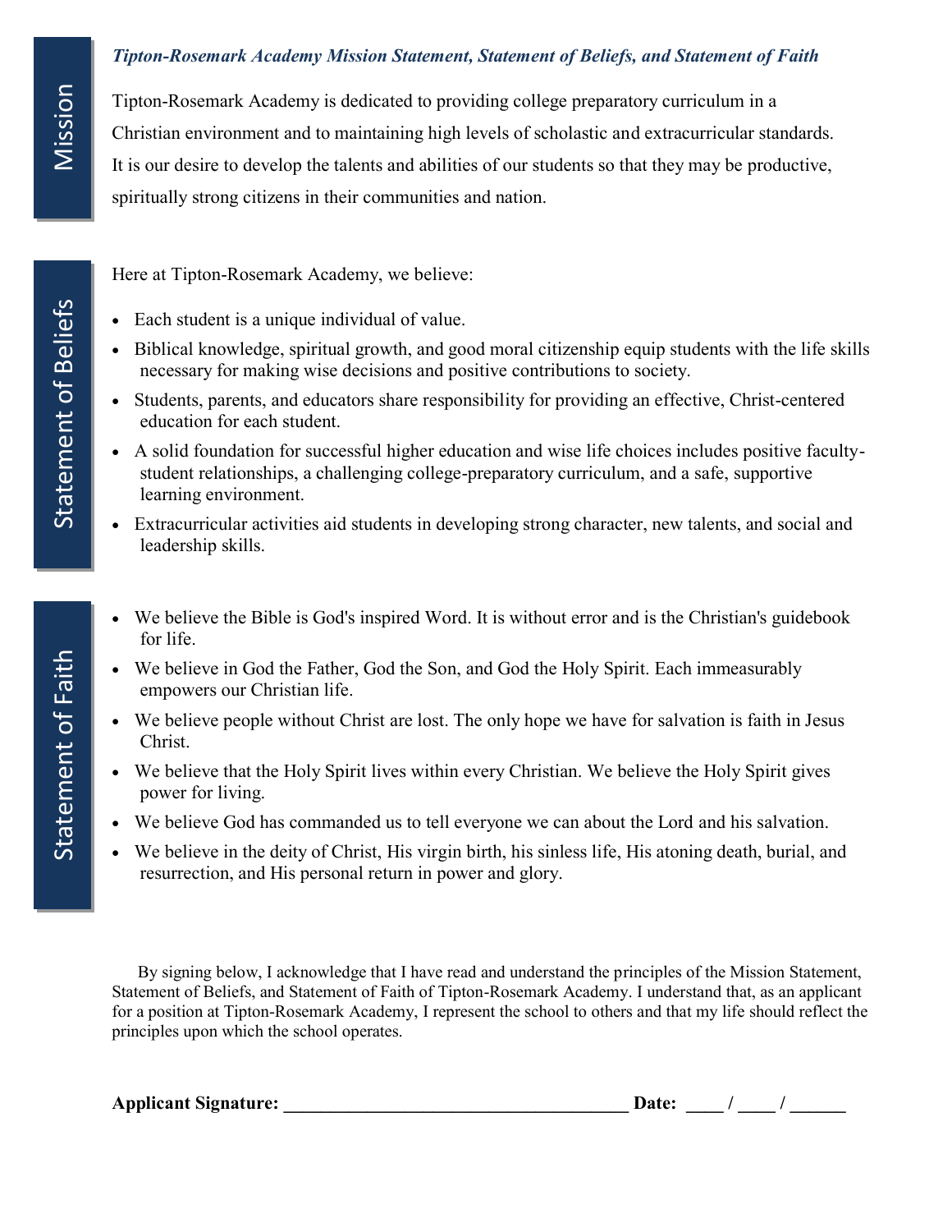***Tipton-Rosemark Academy Mission Statement, Statement of Beliefs, and Statement of Faith***

## Mission

Tipton-Rosemark Academy is dedicated to providing college preparatory curriculum in a Christian environment and to maintaining high levels of scholastic and extracurricular standards. It is our desire to develop the talents and abilities of our students so that they may be productive, spiritually strong citizens in their communities and nation.

## Statement of Beliefs

Here at Tipton-Rosemark Academy, we believe:

- Each student is a unique individual of value.
- Biblical knowledge, spiritual growth, and good moral citizenship equip students with the life skills necessary for making wise decisions and positive contributions to society.
- Students, parents, and educators share responsibility for providing an effective, Christ-centered education for each student.
- A solid foundation for successful higher education and wise life choices includes positive faculty-student relationships, a challenging college-preparatory curriculum, and a safe, supportive learning environment.
- Extracurricular activities aid students in developing strong character, new talents, and social and leadership skills.

## Statement of Faith

- We believe the Bible is God's inspired Word. It is without error and is the Christian's guidebook for life.
- We believe in God the Father, God the Son, and God the Holy Spirit. Each immeasurably empowers our Christian life.
- We believe people without Christ are lost. The only hope we have for salvation is faith in Jesus Christ.
- We believe that the Holy Spirit lives within every Christian. We believe the Holy Spirit gives power for living.
- We believe God has commanded us to tell everyone we can about the Lord and his salvation.
- We believe in the deity of Christ, His virgin birth, his sinless life, His atoning death, burial, and resurrection, and His personal return in power and glory.

By signing below, I acknowledge that I have read and understand the principles of the Mission Statement, Statement of Beliefs, and Statement of Faith of Tipton-Rosemark Academy. I understand that, as an applicant for a position at Tipton-Rosemark Academy, I represent the school to others and that my life should reflect the principles upon which the school operates.

**Applicant Signature: ____________________________________ Date: ____ / ____ / ______**